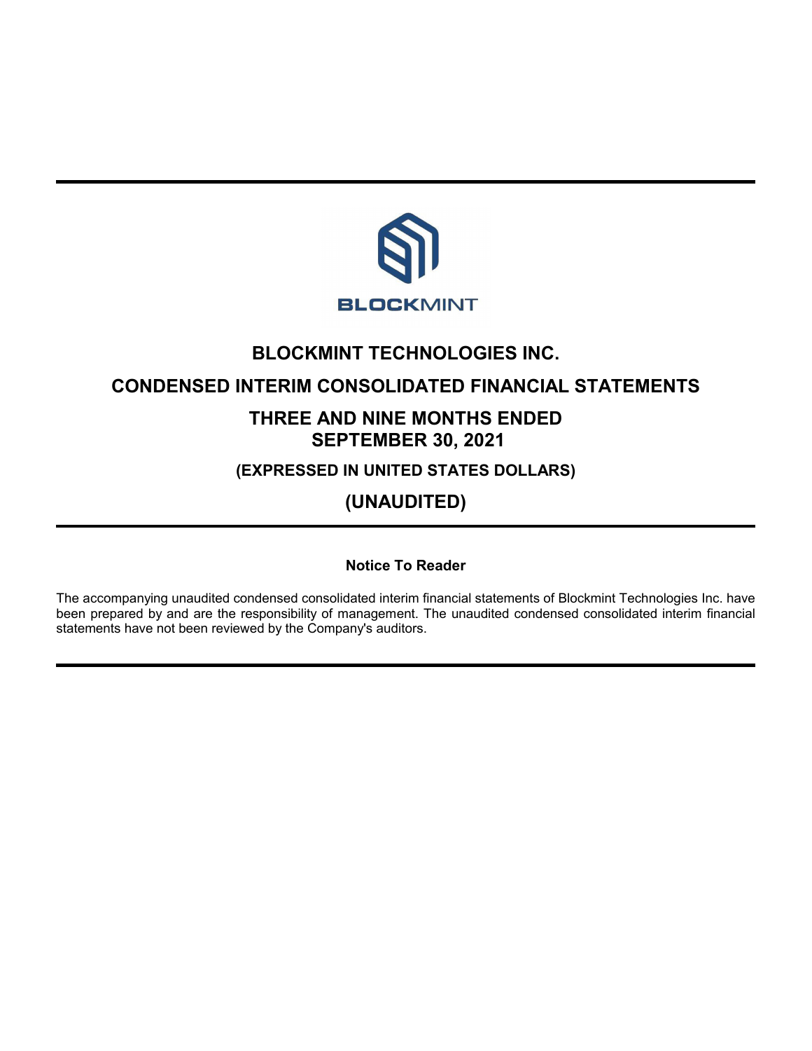# BLOCKMINT TECHNOLOGIES INC.

## CONDENSED INTERIM CONSOLIDATED FINANCIAL STATEMENTS

## THREE AND NINE MONTHS ENDED SEPTEMBER 30, 2021

### (EXPRESSED IN UNITED STATES DOLLARS)

## (UNAUDITED)

**Notice To Reader**

The accompanying unaudited condensed consolidated interim financial statements of Blockmint Technologies Inc. have been prepared by and are the responsibility of management. The unaudited condensed consolidated interim financial statements have not been reviewed by the Company's auditors.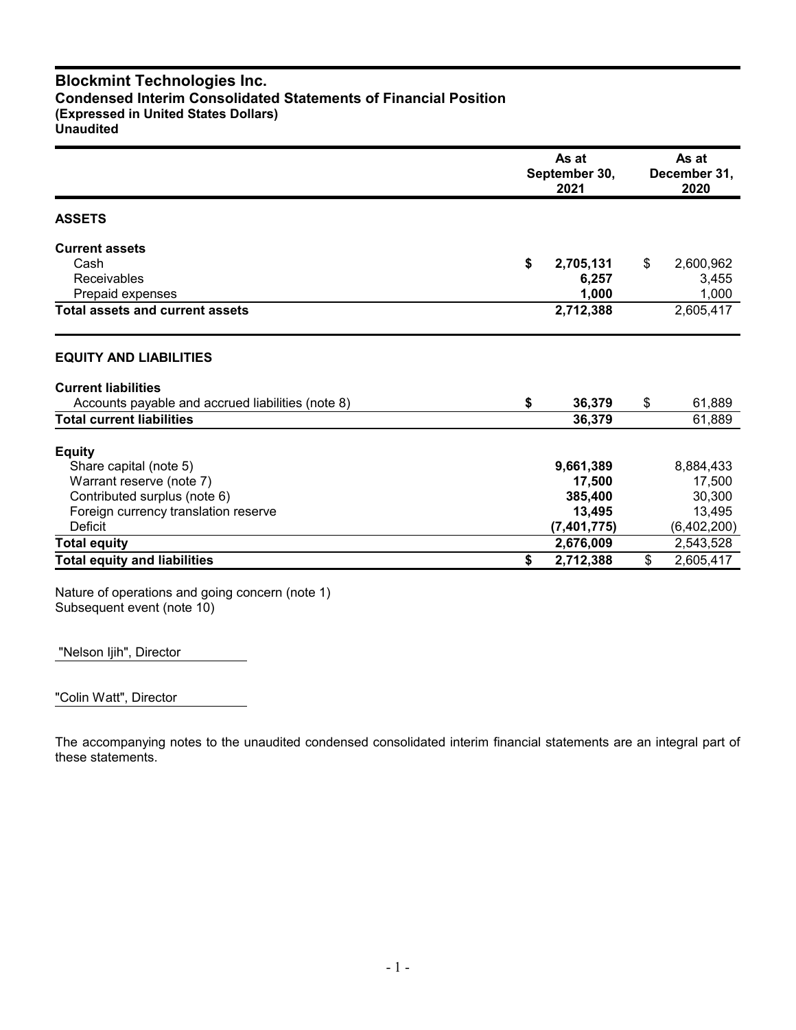# Blockmint Technologies Inc.
## Condensed Interim Consolidated Statements of Financial Position
**(Expressed in United States Dollars)**
**Unaudited**

| | As at September 30, 2021 | As at December 31, 2020 |
|---|---|---|
| **ASSETS** | | |
| **Current assets** | | |
| Cash | **$ 2,705,131** | $ 2,600,962 |
| Receivables | **6,257** | 3,455 |
| Prepaid expenses | **1,000** | 1,000 |
| **Total assets and current assets** | **2,712,388** | 2,605,417 |
| **EQUITY AND LIABILITIES** | | |
| **Current liabilities** | | |
| Accounts payable and accrued liabilities (note 8) | **$ 36,379** | $ 61,889 |
| **Total current liabilities** | **36,379** | 61,889 |
| **Equity** | | |
| Share capital (note 5) | **9,661,389** | 8,884,433 |
| Warrant reserve (note 7) | **17,500** | 17,500 |
| Contributed surplus (note 6) | **385,400** | 30,300 |
| Foreign currency translation reserve | **13,495** | 13,495 |
| Deficit | **(7,401,775)** | (6,402,200) |
| **Total equity** | **2,676,009** | 2,543,528 |
| **Total equity and liabilities** | **$ 2,712,388** | $ 2,605,417 |

Nature of operations and going concern (note 1)
Subsequent event (note 10)

"Nelson Ijih", Director

"Colin Watt", Director

The accompanying notes to the unaudited condensed consolidated interim financial statements are an integral part of these statements.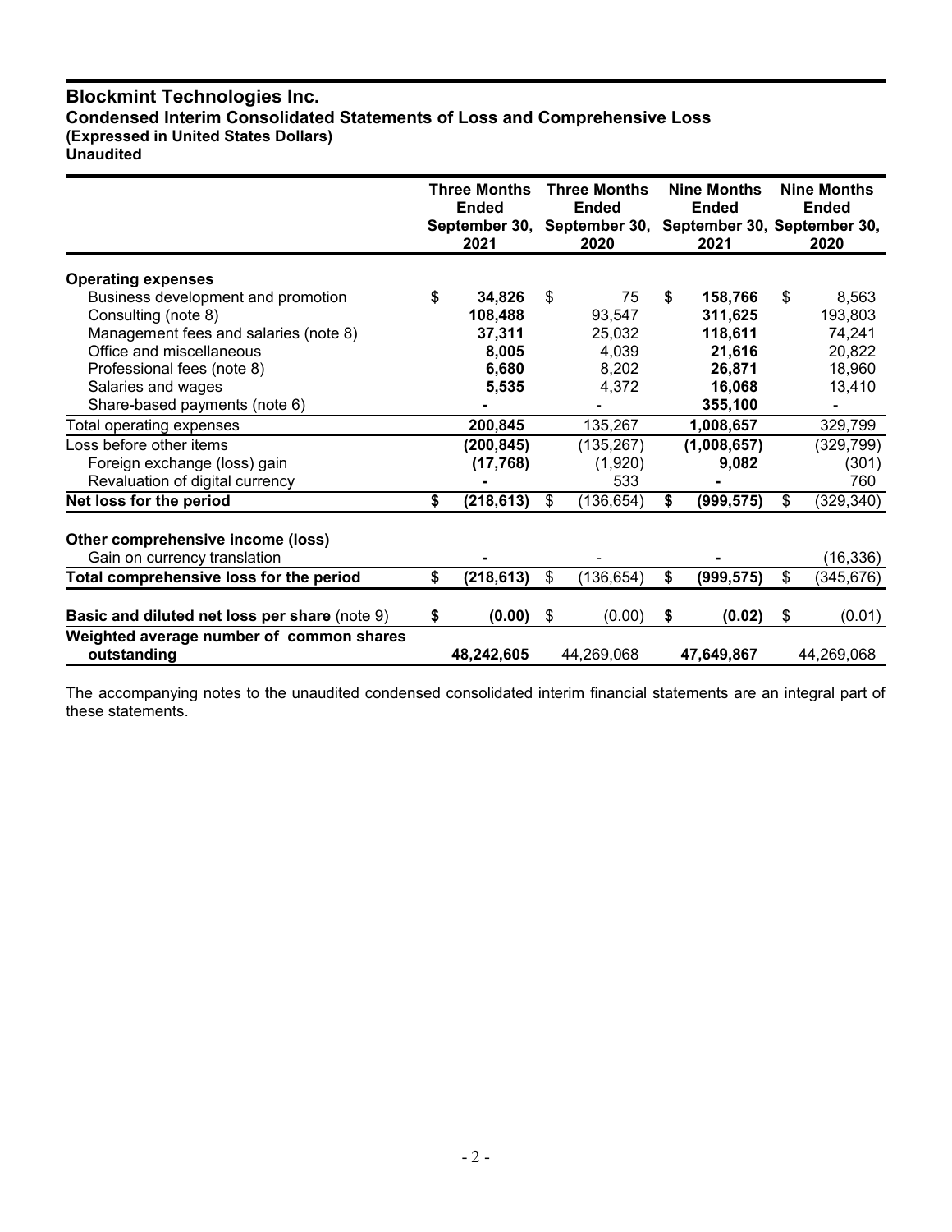# Blockmint Technologies Inc.
## Condensed Interim Consolidated Statements of Loss and Comprehensive Loss
**(Expressed in United States Dollars)**
**Unaudited**

| | Three Months Ended September 30, 2021 | Three Months Ended September 30, 2020 | Nine Months Ended September 30, 2021 | Nine Months Ended September 30, 2020 |
|---|---|---|---|---|
| **Operating expenses** | | | | |
| Business development and promotion | **$ 34,826** | $ 75 | **$ 158,766** | $ 8,563 |
| Consulting (note 8) | **108,488** | 93,547 | **311,625** | 193,803 |
| Management fees and salaries (note 8) | **37,311** | 25,032 | **118,611** | 74,241 |
| Office and miscellaneous | **8,005** | 4,039 | **21,616** | 20,822 |
| Professional fees (note 8) | **6,680** | 8,202 | **26,871** | 18,960 |
| Salaries and wages | **5,535** | 4,372 | **16,068** | 13,410 |
| Share-based payments (note 6) | **-** | - | **355,100** | - |
| Total operating expenses | **200,845** | 135,267 | **1,008,657** | 329,799 |
| Loss before other items | **(200,845)** | (135,267) | **(1,008,657)** | (329,799) |
| Foreign exchange (loss) gain | **(17,768)** | (1,920) | **9,082** | (301) |
| Revaluation of digital currency | **-** | 533 | **-** | 760 |
| **Net loss for the period** | **$ (218,613)** | $ (136,654) | **$ (999,575)** | $ (329,340) |
| **Other comprehensive income (loss)** | | | | |
| Gain on currency translation | **-** | - | **-** | (16,336) |
| **Total comprehensive loss for the period** | **$ (218,613)** | $ (136,654) | **$ (999,575)** | $ (345,676) |
| **Basic and diluted net loss per share** (note 9) | **$ (0.00)** | $ (0.00) | **$ (0.02)** | $ (0.01) |
| **Weighted average number of common shares outstanding** | **48,242,605** | 44,269,068 | **47,649,867** | 44,269,068 |

The accompanying notes to the unaudited condensed consolidated interim financial statements are an integral part of these statements.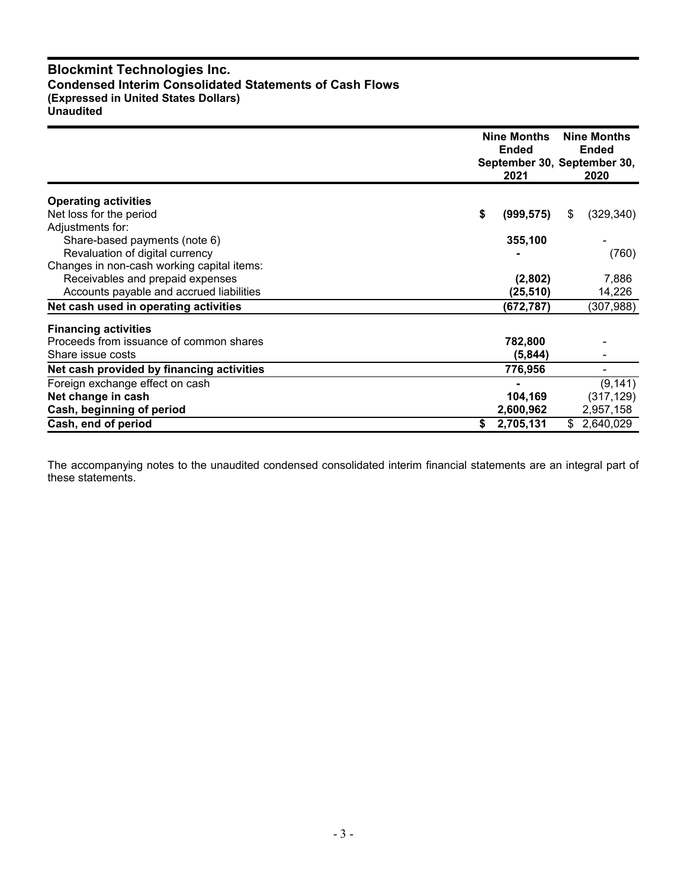# Blockmint Technologies Inc.
## Condensed Interim Consolidated Statements of Cash Flows
**(Expressed in United States Dollars)**
**Unaudited**

| | Nine Months Ended September 30, 2021 | Nine Months Ended September 30, 2020 |
|---|---|---|
| **Operating activities** | | |
| Net loss for the period | **$ (999,575)** | $ (329,340) |
| Adjustments for: | | |
| Share-based payments (note 6) | **355,100** | - |
| Revaluation of digital currency | **-** | (760) |
| Changes in non-cash working capital items: | | |
| Receivables and prepaid expenses | **(2,802)** | 7,886 |
| Accounts payable and accrued liabilities | **(25,510)** | 14,226 |
| **Net cash used in operating activities** | **(672,787)** | (307,988) |
| **Financing activities** | | |
| Proceeds from issuance of common shares | **782,800** | - |
| Share issue costs | **(5,844)** | - |
| **Net cash provided by financing activities** | **776,956** | - |
| Foreign exchange effect on cash | **-** | (9,141) |
| **Net change in cash** | **104,169** | (317,129) |
| **Cash, beginning of period** | **2,600,962** | 2,957,158 |
| **Cash, end of period** | **$ 2,705,131** | $ 2,640,029 |

The accompanying notes to the unaudited condensed consolidated interim financial statements are an integral part of these statements.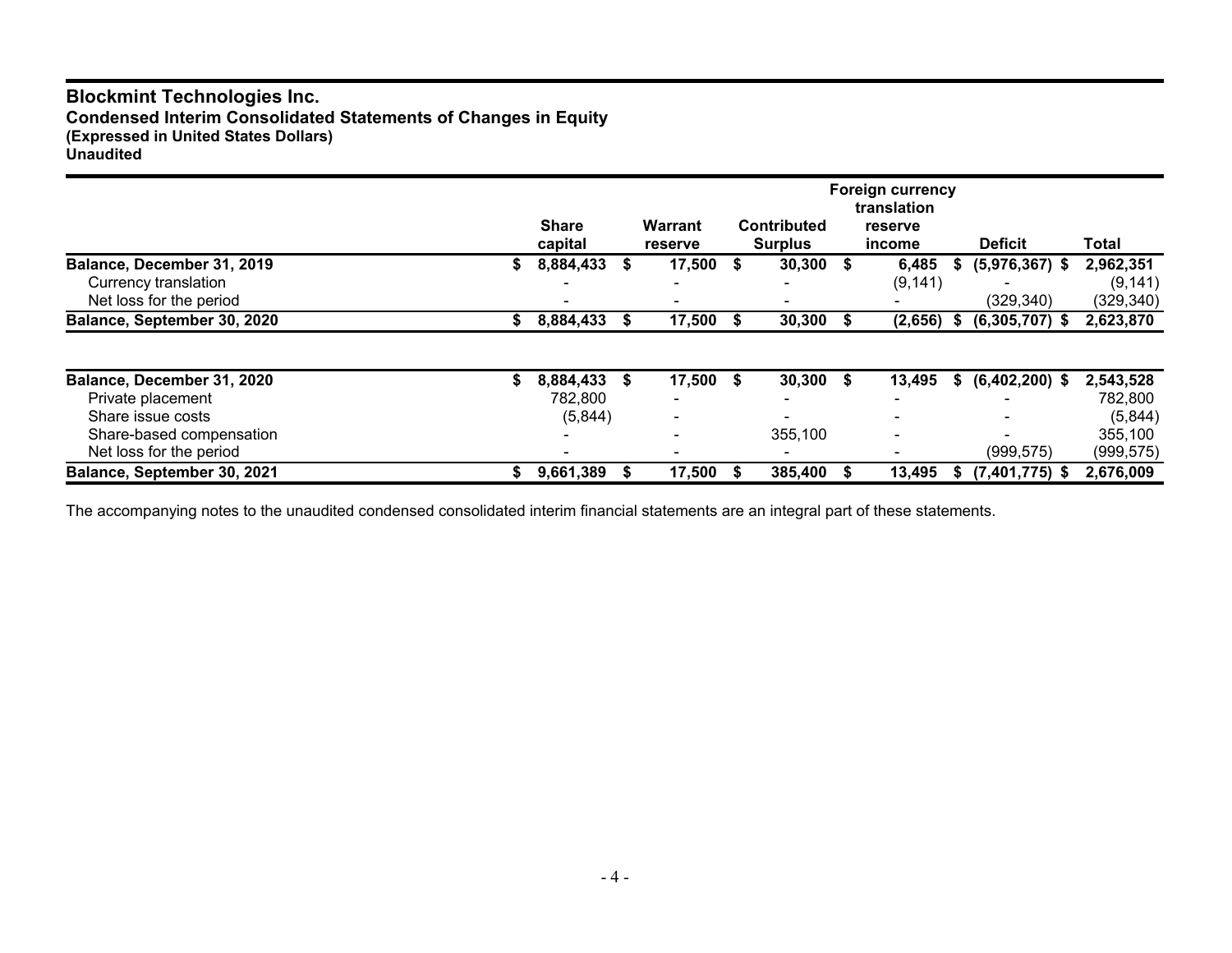**Blockmint Technologies Inc.**
**Condensed Interim Consolidated Statements of Changes in Equity**
**(Expressed in United States Dollars)**
**Unaudited**

| | Share capital | Warrant reserve | Contributed Surplus | Foreign currency translation reserve income | Deficit | Total |
|---|---|---|---|---|---|---|
| **Balance, December 31, 2019** | **$ 8,884,433** | **$ 17,500** | **$ 30,300** | **$ 6,485** | **$ (5,976,367)** | **$ 2,962,351** |
| Currency translation | - | - | - | (9,141) | - | (9,141) |
| Net loss for the period | - | - | - | - | (329,340) | (329,340) |
| **Balance, September 30, 2020** | **$ 8,884,433** | **$ 17,500** | **$ 30,300** | **$ (2,656)** | **$ (6,305,707)** | **$ 2,623,870** |
| | | | | | | |
| **Balance, December 31, 2020** | **$ 8,884,433** | **$ 17,500** | **$ 30,300** | **$ 13,495** | **$ (6,402,200)** | **$ 2,543,528** |
| Private placement | 782,800 | - | - | - | - | 782,800 |
| Share issue costs | (5,844) | - | - | - | - | (5,844) |
| Share-based compensation | - | - | 355,100 | - | - | 355,100 |
| Net loss for the period | - | - | - | - | (999,575) | (999,575) |
| **Balance, September 30, 2021** | **$ 9,661,389** | **$ 17,500** | **$ 385,400** | **$ 13,495** | **$ (7,401,775)** | **$ 2,676,009** |

The accompanying notes to the unaudited condensed consolidated interim financial statements are an integral part of these statements.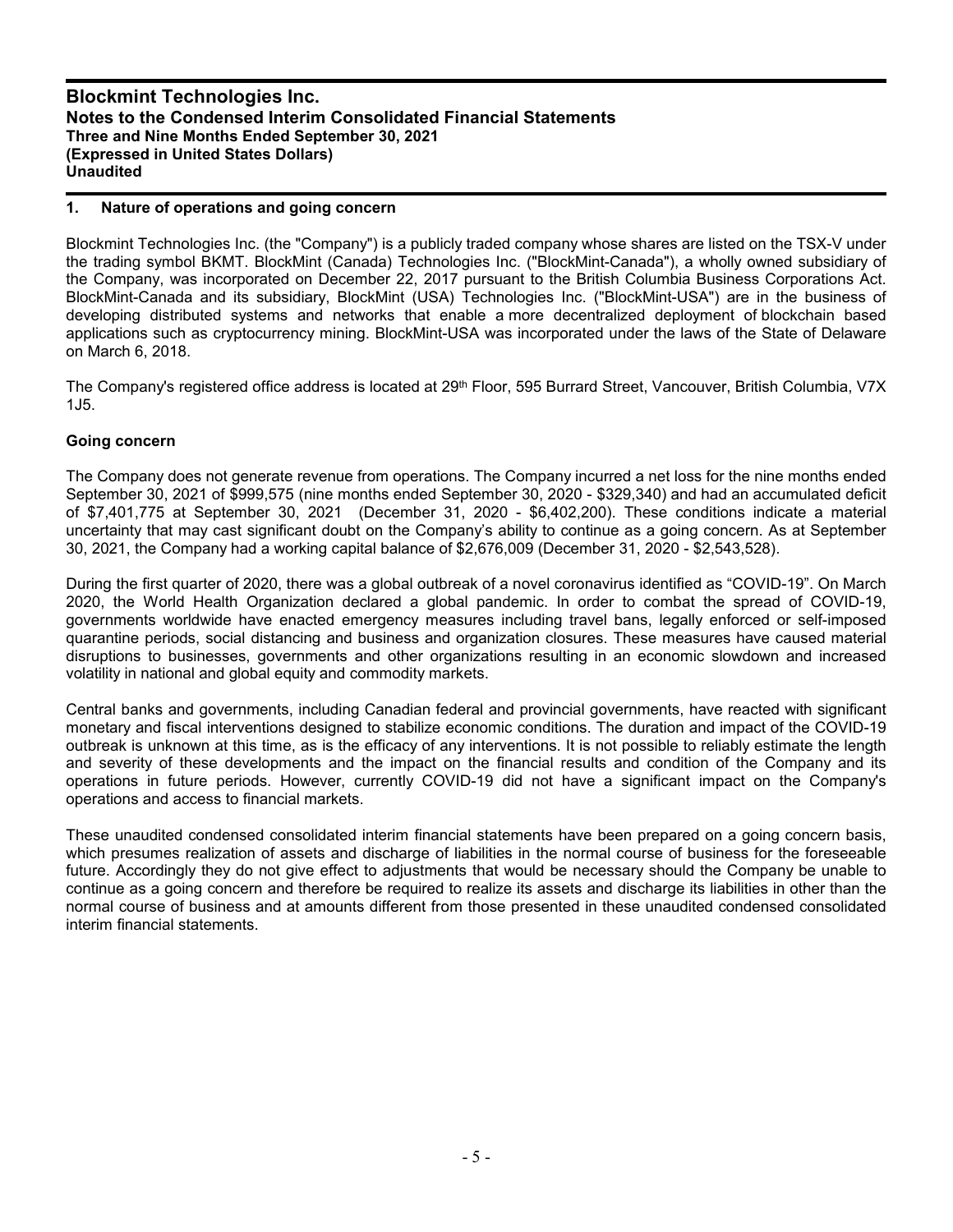# Blockmint Technologies Inc.
## Notes to the Condensed Interim Consolidated Financial Statements
## Three and Nine Months Ended September 30, 2021
## (Expressed in United States Dollars)
## Unaudited

### 1. Nature of operations and going concern

Blockmint Technologies Inc. (the "Company") is a publicly traded company whose shares are listed on the TSX-V under the trading symbol BKMT. BlockMint (Canada) Technologies Inc. ("BlockMint-Canada"), a wholly owned subsidiary of the Company, was incorporated on December 22, 2017 pursuant to the British Columbia Business Corporations Act. BlockMint-Canada and its subsidiary, BlockMint (USA) Technologies Inc. ("BlockMint-USA") are in the business of developing distributed systems and networks that enable a more decentralized deployment of blockchain based applications such as cryptocurrency mining. BlockMint-USA was incorporated under the laws of the State of Delaware on March 6, 2018.

The Company's registered office address is located at 29th Floor, 595 Burrard Street, Vancouver, British Columbia, V7X 1J5.

**Going concern**

The Company does not generate revenue from operations. The Company incurred a net loss for the nine months ended September 30, 2021 of $999,575 (nine months ended September 30, 2020 - $329,340) and had an accumulated deficit of $7,401,775 at September 30, 2021 (December 31, 2020 - $6,402,200). These conditions indicate a material uncertainty that may cast significant doubt on the Company's ability to continue as a going concern. As at September 30, 2021, the Company had a working capital balance of $2,676,009 (December 31, 2020 - $2,543,528).

During the first quarter of 2020, there was a global outbreak of a novel coronavirus identified as "COVID-19". On March 2020, the World Health Organization declared a global pandemic. In order to combat the spread of COVID-19, governments worldwide have enacted emergency measures including travel bans, legally enforced or self-imposed quarantine periods, social distancing and business and organization closures. These measures have caused material disruptions to businesses, governments and other organizations resulting in an economic slowdown and increased volatility in national and global equity and commodity markets.

Central banks and governments, including Canadian federal and provincial governments, have reacted with significant monetary and fiscal interventions designed to stabilize economic conditions. The duration and impact of the COVID-19 outbreak is unknown at this time, as is the efficacy of any interventions. It is not possible to reliably estimate the length and severity of these developments and the impact on the financial results and condition of the Company and its operations in future periods. However, currently COVID-19 did not have a significant impact on the Company's operations and access to financial markets.

These unaudited condensed consolidated interim financial statements have been prepared on a going concern basis, which presumes realization of assets and discharge of liabilities in the normal course of business for the foreseeable future. Accordingly they do not give effect to adjustments that would be necessary should the Company be unable to continue as a going concern and therefore be required to realize its assets and discharge its liabilities in other than the normal course of business and at amounts different from those presented in these unaudited condensed consolidated interim financial statements.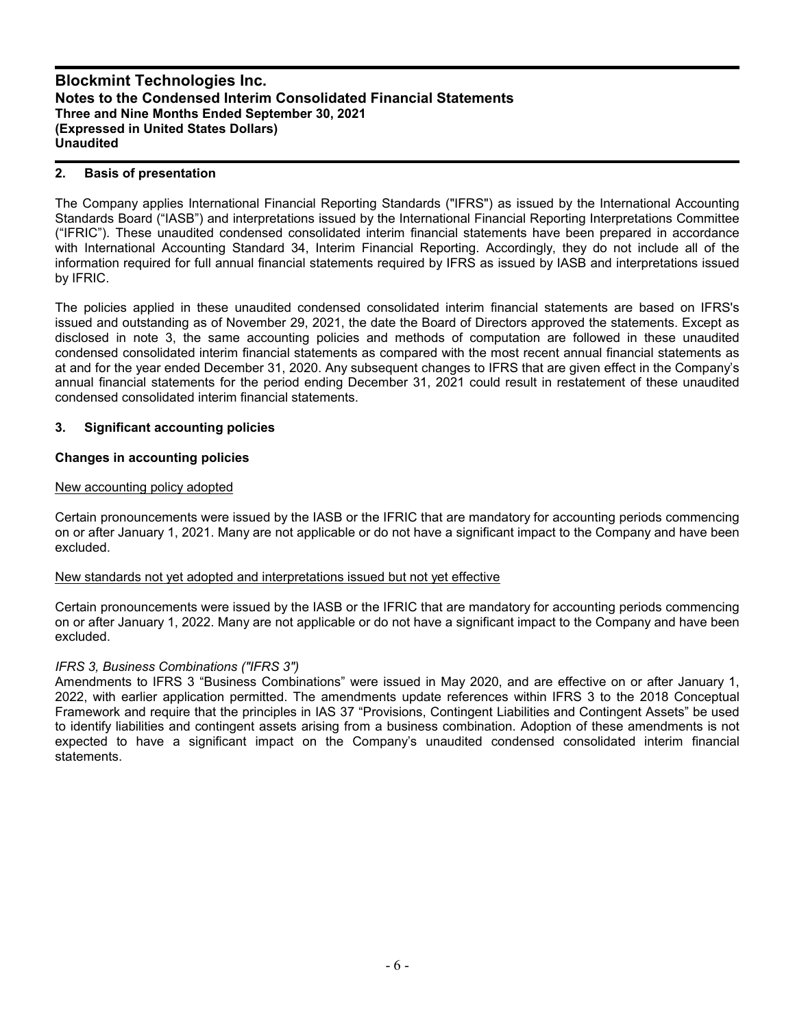## 2. Basis of presentation

The Company applies International Financial Reporting Standards ("IFRS") as issued by the International Accounting Standards Board ("IASB") and interpretations issued by the International Financial Reporting Interpretations Committee ("IFRIC"). These unaudited condensed consolidated interim financial statements have been prepared in accordance with International Accounting Standard 34, Interim Financial Reporting. Accordingly, they do not include all of the information required for full annual financial statements required by IFRS as issued by IASB and interpretations issued by IFRIC.

The policies applied in these unaudited condensed consolidated interim financial statements are based on IFRS's issued and outstanding as of November 29, 2021, the date the Board of Directors approved the statements. Except as disclosed in note 3, the same accounting policies and methods of computation are followed in these unaudited condensed consolidated interim financial statements as compared with the most recent annual financial statements as at and for the year ended December 31, 2020. Any subsequent changes to IFRS that are given effect in the Company's annual financial statements for the period ending December 31, 2021 could result in restatement of these unaudited condensed consolidated interim financial statements.

## 3. Significant accounting policies

### Changes in accounting policies

New accounting policy adopted

Certain pronouncements were issued by the IASB or the IFRIC that are mandatory for accounting periods commencing on or after January 1, 2021. Many are not applicable or do not have a significant impact to the Company and have been excluded.

New standards not yet adopted and interpretations issued but not yet effective

Certain pronouncements were issued by the IASB or the IFRIC that are mandatory for accounting periods commencing on or after January 1, 2022. Many are not applicable or do not have a significant impact to the Company and have been excluded.

*IFRS 3, Business Combinations ("IFRS 3")*
Amendments to IFRS 3 "Business Combinations" were issued in May 2020, and are effective on or after January 1, 2022, with earlier application permitted. The amendments update references within IFRS 3 to the 2018 Conceptual Framework and require that the principles in IAS 37 "Provisions, Contingent Liabilities and Contingent Assets" be used to identify liabilities and contingent assets arising from a business combination. Adoption of these amendments is not expected to have a significant impact on the Company's unaudited condensed consolidated interim financial statements.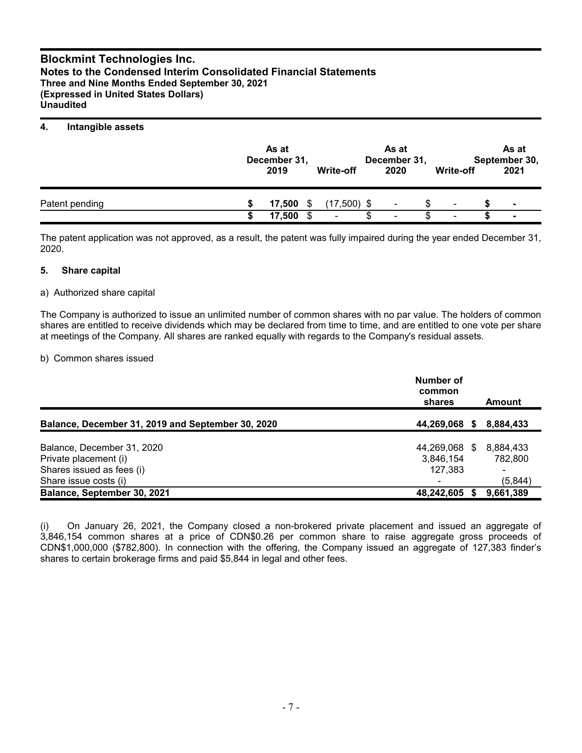# Blockmint Technologies Inc.
## Notes to the Condensed Interim Consolidated Financial Statements
### Three and Nine Months Ended September 30, 2021
### (Expressed in United States Dollars)
### Unaudited

## 4. Intangible assets

| | As at December 31, 2019 | Write-off | As at December 31, 2020 | Write-off | As at September 30, 2021 |
|---|---|---|---|---|---|
| Patent pending | $ 17,500 | $ (17,500) | $ - | $ - | $ - |
| | $ 17,500 | $ - | $ - | $ - | $ - |

The patent application was not approved, as a result, the patent was fully impaired during the year ended December 31, 2020.

## 5. Share capital

a) Authorized share capital

The Company is authorized to issue an unlimited number of common shares with no par value. The holders of common shares are entitled to receive dividends which may be declared from time to time, and are entitled to one vote per share at meetings of the Company. All shares are ranked equally with regards to the Company's residual assets.

b) Common shares issued

| | Number of common shares | Amount |
|---|---|---|
| **Balance, December 31, 2019 and September 30, 2020** | **44,269,068** | **$ 8,884,433** |
| Balance, December 31, 2020 | 44,269,068 | $ 8,884,433 |
| Private placement (i) | 3,846,154 | 782,800 |
| Shares issued as fees (i) | 127,383 | - |
| Share issue costs (i) | - | (5,844) |
| **Balance, September 30, 2021** | **48,242,605** | **$ 9,661,389** |

(i) On January 26, 2021, the Company closed a non-brokered private placement and issued an aggregate of 3,846,154 common shares at a price of CDN$0.26 per common share to raise aggregate gross proceeds of CDN$1,000,000 ($782,800). In connection with the offering, the Company issued an aggregate of 127,383 finder's shares to certain brokerage firms and paid $5,844 in legal and other fees.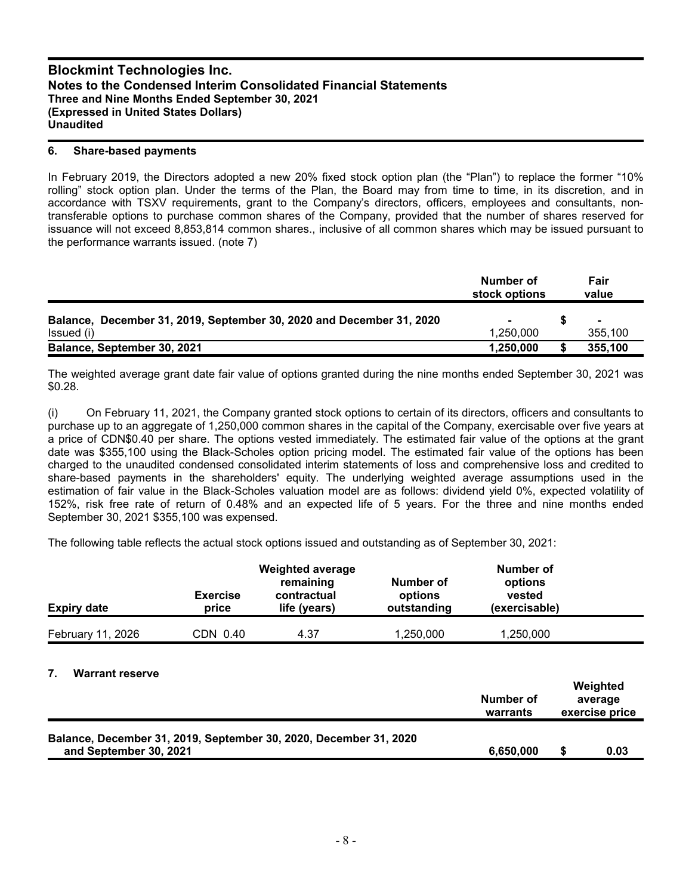## 6. Share-based payments

In February 2019, the Directors adopted a new 20% fixed stock option plan (the "Plan") to replace the former "10% rolling" stock option plan. Under the terms of the Plan, the Board may from time to time, in its discretion, and in accordance with TSXV requirements, grant to the Company's directors, officers, employees and consultants, non-transferable options to purchase common shares of the Company, provided that the number of shares reserved for issuance will not exceed 8,853,814 common shares., inclusive of all common shares which may be issued pursuant to the performance warrants issued. (note 7)

| | Number of stock options | | Fair value |
|---|---|---|---|
| **Balance, December 31, 2019, September 30, 2020 and December 31, 2020** | - | $ | - |
| Issued (i) | 1,250,000 | | 355,100 |
| **Balance, September 30, 2021** | **1,250,000** | **$** | **355,100** |

The weighted average grant date fair value of options granted during the nine months ended September 30, 2021 was $0.28.

(i) On February 11, 2021, the Company granted stock options to certain of its directors, officers and consultants to purchase up to an aggregate of 1,250,000 common shares in the capital of the Company, exercisable over five years at a price of CDN$0.40 per share. The options vested immediately. The estimated fair value of the options at the grant date was $355,100 using the Black-Scholes option pricing model. The estimated fair value of the options has been charged to the unaudited condensed consolidated interim statements of loss and comprehensive loss and credited to share-based payments in the shareholders' equity. The underlying weighted average assumptions used in the estimation of fair value in the Black-Scholes valuation model are as follows: dividend yield 0%, expected volatility of 152%, risk free rate of return of 0.48% and an expected life of 5 years. For the three and nine months ended September 30, 2021 $355,100 was expensed.

The following table reflects the actual stock options issued and outstanding as of September 30, 2021:

| Expiry date | Exercise price | Weighted average remaining contractual life (years) | Number of options outstanding | Number of options vested (exercisable) |
|---|---|---|---|---|
| February 11, 2026 | CDN 0.40 | 4.37 | 1,250,000 | 1,250,000 |

## 7. Warrant reserve

| | Number of warrants | | Weighted average exercise price |
|---|---|---|---|
| **Balance, December 31, 2019, September 30, 2020, December 31, 2020 and September 30, 2021** | **6,650,000** | **$** | **0.03** |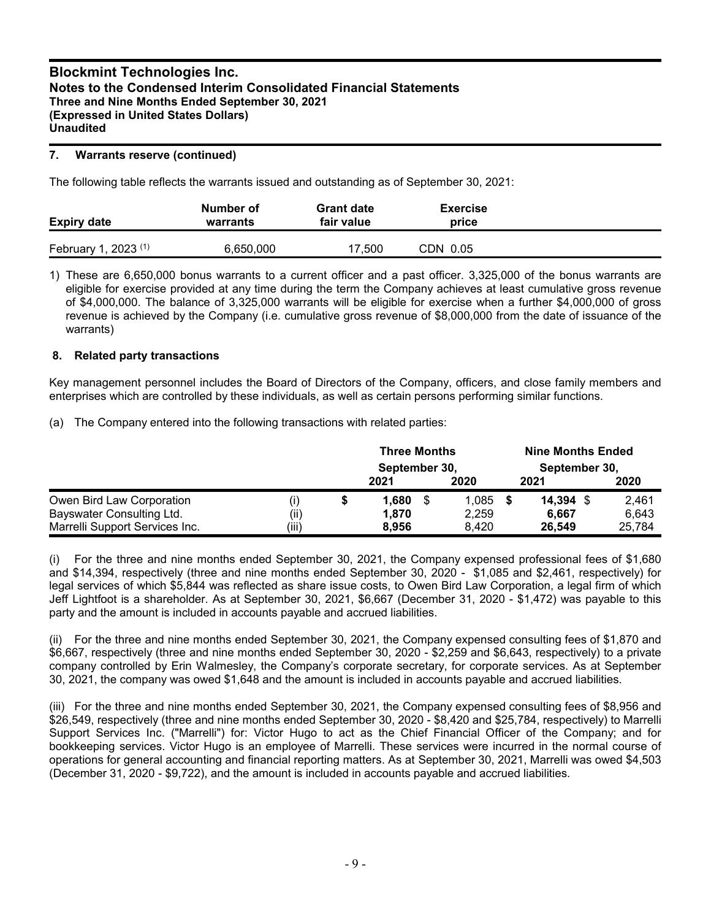**Blockmint Technologies Inc.**
**Notes to the Condensed Interim Consolidated Financial Statements**
**Three and Nine Months Ended September 30, 2021**
**(Expressed in United States Dollars)**
**Unaudited**

## 7. Warrants reserve (continued)

The following table reflects the warrants issued and outstanding as of September 30, 2021:

| Expiry date | Number of warrants | Grant date fair value | Exercise price |
|---|---|---|---|
| February 1, 2023 (1) | 6,650,000 | 17,500 | CDN 0.05 |

1) These are 6,650,000 bonus warrants to a current officer and a past officer. 3,325,000 of the bonus warrants are eligible for exercise provided at any time during the term the Company achieves at least cumulative gross revenue of $4,000,000. The balance of 3,325,000 warrants will be eligible for exercise when a further $4,000,000 of gross revenue is achieved by the Company (i.e. cumulative gross revenue of $8,000,000 from the date of issuance of the warrants)

## 8. Related party transactions

Key management personnel includes the Board of Directors of the Company, officers, and close family members and enterprises which are controlled by these individuals, as well as certain persons performing similar functions.

(a) The Company entered into the following transactions with related parties:

| | | Three Months September 30, | | Nine Months Ended September 30, | |
|---|---|---|---|---|---|
| | | 2021 | 2020 | 2021 | 2020 |
| Owen Bird Law Corporation | (i) | $ **1,680** | $ 1,085 | $ **14,394** | $ 2,461 |
| Bayswater Consulting Ltd. | (ii) | **1,870** | 2,259 | **6,667** | 6,643 |
| Marrelli Support Services Inc. | (iii) | **8,956** | 8,420 | **26,549** | 25,784 |

(i) For the three and nine months ended September 30, 2021, the Company expensed professional fees of $1,680 and $14,394, respectively (three and nine months ended September 30, 2020 - $1,085 and $2,461, respectively) for legal services of which $5,844 was reflected as share issue costs, to Owen Bird Law Corporation, a legal firm of which Jeff Lightfoot is a shareholder. As at September 30, 2021, $6,667 (December 31, 2020 - $1,472) was payable to this party and the amount is included in accounts payable and accrued liabilities.

(ii) For the three and nine months ended September 30, 2021, the Company expensed consulting fees of $1,870 and $6,667, respectively (three and nine months ended September 30, 2020 - $2,259 and $6,643, respectively) to a private company controlled by Erin Walmesley, the Company's corporate secretary, for corporate services. As at September 30, 2021, the company was owed $1,648 and the amount is included in accounts payable and accrued liabilities.

(iii) For the three and nine months ended September 30, 2021, the Company expensed consulting fees of $8,956 and $26,549, respectively (three and nine months ended September 30, 2020 - $8,420 and $25,784, respectively) to Marrelli Support Services Inc. ("Marrelli") for: Victor Hugo to act as the Chief Financial Officer of the Company; and for bookkeeping services. Victor Hugo is an employee of Marrelli. These services were incurred in the normal course of operations for general accounting and financial reporting matters. As at September 30, 2021, Marrelli was owed $4,503 (December 31, 2020 - $9,722), and the amount is included in accounts payable and accrued liabilities.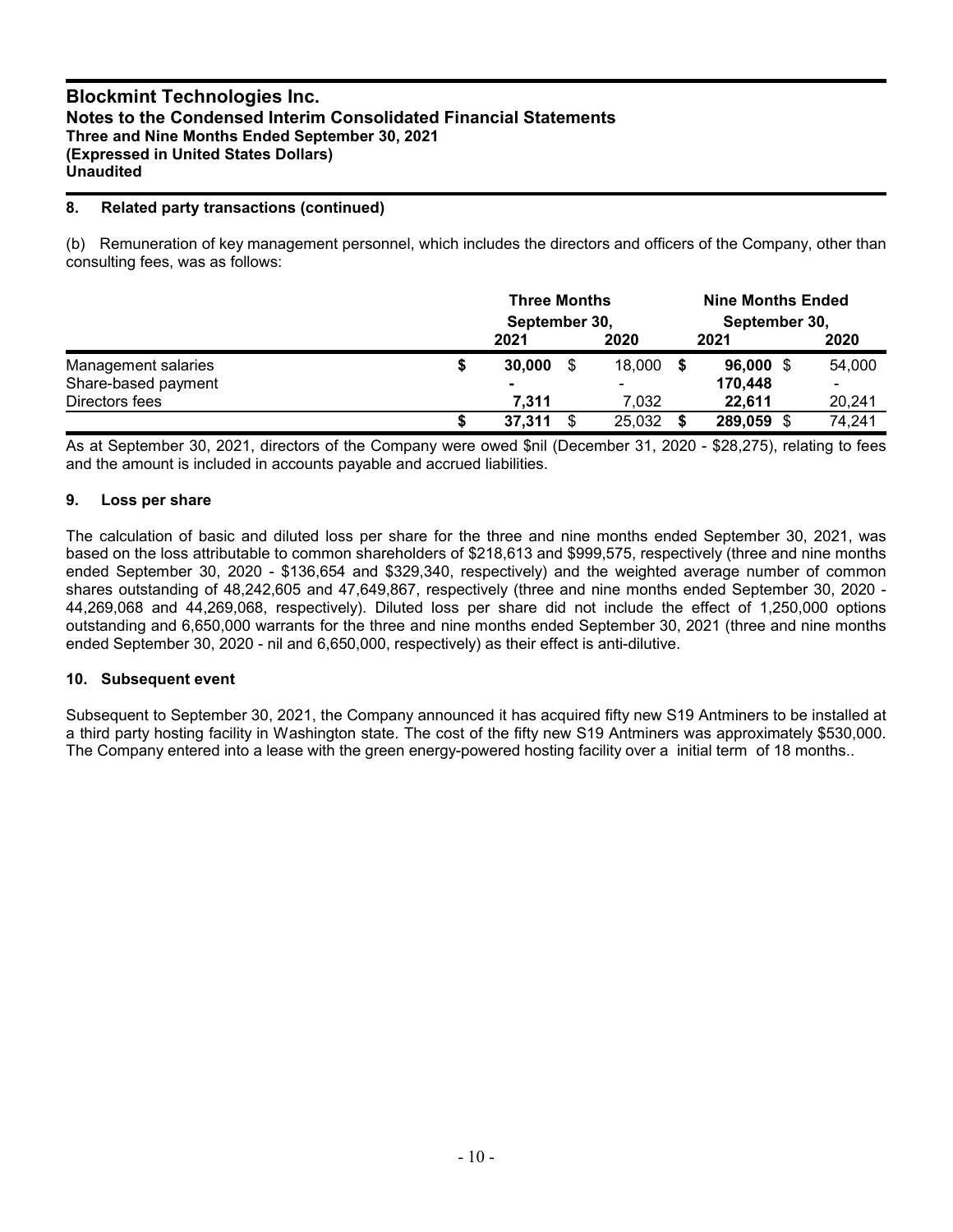## 8. Related party transactions (continued)

(b) Remuneration of key management personnel, which includes the directors and officers of the Company, other than consulting fees, was as follows:

| | Three Months September 30, | | Nine Months Ended September 30, | |
|---|---|---|---|---|
| | 2021 | 2020 | 2021 | 2020 |
| Management salaries | $ **30,000** | $ 18,000 | **$ 96,000** | $ 54,000 |
| Share-based payment | **-** | - | **170,448** | - |
| Directors fees | **7,311** | 7,032 | **22,611** | 20,241 |
| | **$ 37,311** | $ 25,032 | **$ 289,059** | $ 74,241 |

As at September 30, 2021, directors of the Company were owed $nil (December 31, 2020 - $28,275), relating to fees and the amount is included in accounts payable and accrued liabilities.

## 9. Loss per share

The calculation of basic and diluted loss per share for the three and nine months ended September 30, 2021, was based on the loss attributable to common shareholders of $218,613 and $999,575, respectively (three and nine months ended September 30, 2020 - $136,654 and $329,340, respectively) and the weighted average number of common shares outstanding of 48,242,605 and 47,649,867, respectively (three and nine months ended September 30, 2020 - 44,269,068 and 44,269,068, respectively). Diluted loss per share did not include the effect of 1,250,000 options outstanding and 6,650,000 warrants for the three and nine months ended September 30, 2021 (three and nine months ended September 30, 2020 - nil and 6,650,000, respectively) as their effect is anti-dilutive.

## 10. Subsequent event

Subsequent to September 30, 2021, the Company announced it has acquired fifty new S19 Antminers to be installed at a third party hosting facility in Washington state. The cost of the fifty new S19 Antminers was approximately $530,000. The Company entered into a lease with the green energy-powered hosting facility over a initial term of 18 months..